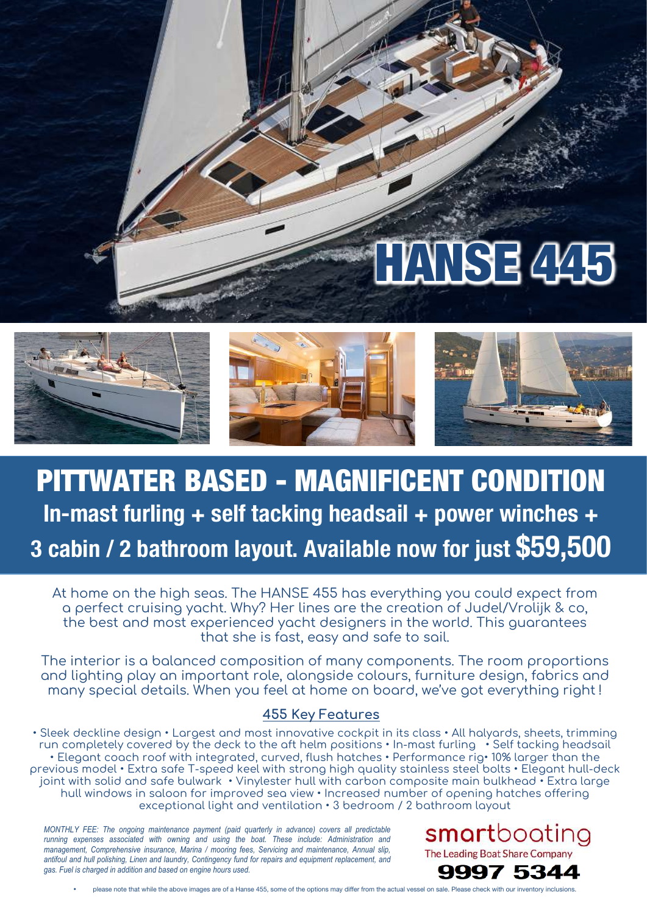# HANSE 445

## PITTWATER BASED - MAGNIFICENT CONDITION

### In-mast furling + self tacking headsail + power winches + 3 cabin / 2 bathroom layout. Available now for just $59,500

At home on the high seas. The HANSE 455 has everything you could expect from a perfect cruising yacht. Why? Her lines are the creation of Judel/Vrolijk & co, the best and most experienced yacht designers in the world. This guarantees that she is fast, easy and safe to sail.

The interior is a balanced composition of many components. The room proportions and lighting play an important role, alongside colours, furniture design, fabrics and many special details. When you feel at home on board, we've got everything right!

### 455 Key Features

• Sleek deckline design • Largest and most innovative cockpit in its class • All halyards, sheets, trimming run completely covered by the deck to the aft helm positions • In-mast furling • Self tacking headsail • Elegant coach roof with integrated, curved, flush hatches • Performance rig• 10% larger than the previous model • Extra safe T-speed keel with strong high quality stainless steel bolts • Elegant hull-deck joint with solid and safe bulwark • Vinylester hull with carbon composite main bulkhead • Extra large hull windows in saloon for improved sea view • Increased number of opening hatches offering exceptional light and ventilation • 3 bedroom / 2 bathroom layout

*MONTHLY FEE: The ongoing maintenance payment (paid quarterly in advance) covers all predictable running expenses associated with owning and using the boat. These include: Administration and management, Comprehensive insurance, Marina / mooring fees, Servicing and maintenance, Annual slip, antifoul and hull polishing, Linen and laundry, Contingency fund for repairs and equipment replacement, and gas. Fuel is charged in addition and based on engine hours used.*

**smartboating**
The Leading Boat Share Company
**9997 5344**

• please note that while the above images are of a Hanse 455, some of the options may differ from the actual vessel on sale. Please check with our inventory inclusions.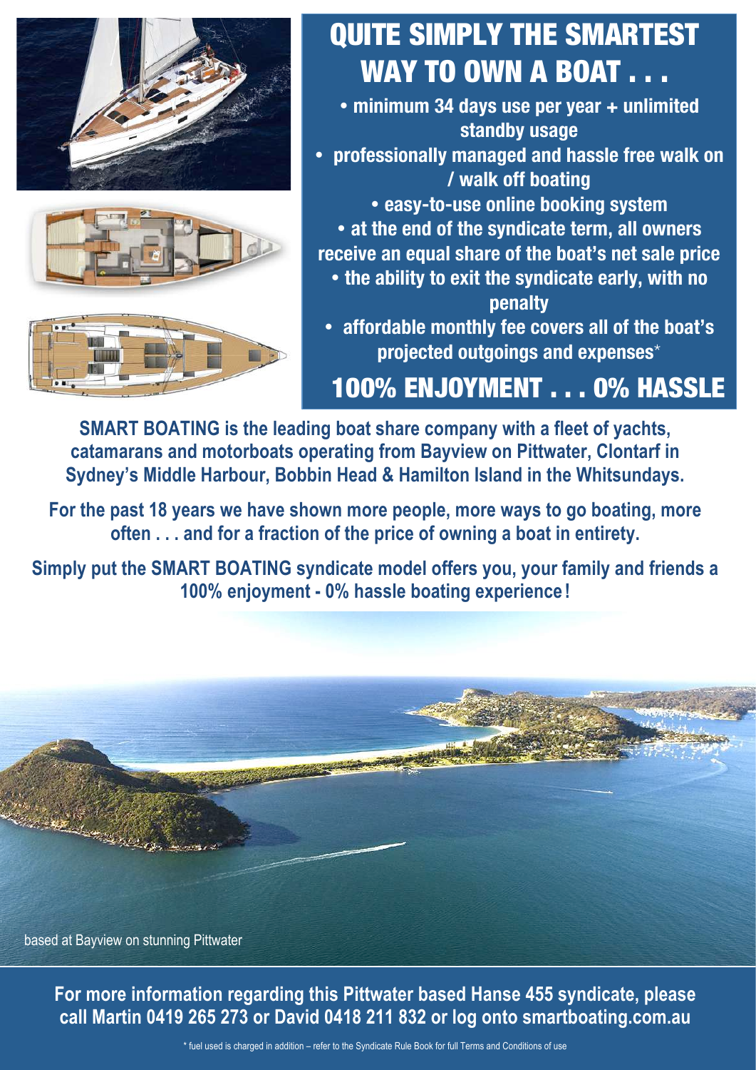# QUITE SIMPLY THE SMARTEST WAY TO OWN A BOAT . . .

- minimum 34 days use per year + unlimited standby usage
- professionally managed and hassle free walk on / walk off boating
- easy-to-use online booking system
- at the end of the syndicate term, all owners receive an equal share of the boat's net sale price
- the ability to exit the syndicate early, with no penalty
- affordable monthly fee covers all of the boat's projected outgoings and expenses*

## 100% ENJOYMENT . . . 0% HASSLE

**SMART BOATING is the leading boat share company with a fleet of yachts, catamarans and motorboats operating from Bayview on Pittwater, Clontarf in Sydney's Middle Harbour, Bobbin Head & Hamilton Island in the Whitsundays.**

**For the past 18 years we have shown more people, more ways to go boating, more often . . . and for a fraction of the price of owning a boat in entirety.**

**Simply put the SMART BOATING syndicate model offers you, your family and friends a 100% enjoyment - 0% hassle boating experience!**

based at Bayview on stunning Pittwater

**For more information regarding this Pittwater based Hanse 455 syndicate, please call Martin 0419 265 273 or David 0418 211 832 or log onto smartboating.com.au**

* fuel used is charged in addition – refer to the Syndicate Rule Book for full Terms and Conditions of use